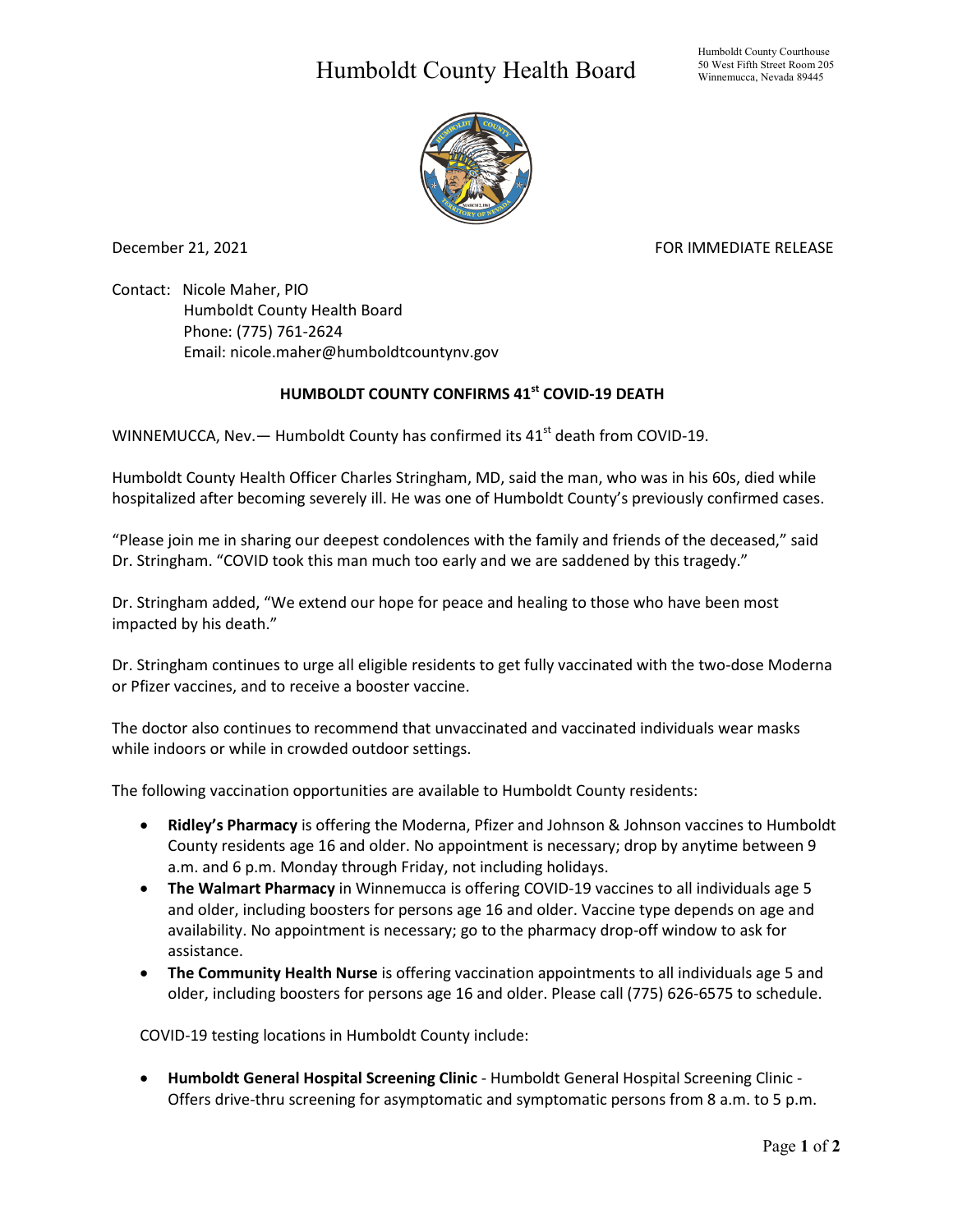# Humboldt County Health Board

Humboldt County Courthouse
50 West Fifth Street Room 205
Winnemucca, Nevada 89445

December 21, 2021

FOR IMMEDIATE RELEASE

Contact: Nicole Maher, PIO
Humboldt County Health Board
Phone: (775) 761-2624
Email: nicole.maher@humboldtcountynv.gov

## HUMBOLDT COUNTY CONFIRMS 41st COVID-19 DEATH

WINNEMUCCA, Nev.— Humboldt County has confirmed its 41st death from COVID-19.

Humboldt County Health Officer Charles Stringham, MD, said the man, who was in his 60s, died while hospitalized after becoming severely ill. He was one of Humboldt County's previously confirmed cases.

"Please join me in sharing our deepest condolences with the family and friends of the deceased," said Dr. Stringham. "COVID took this man much too early and we are saddened by this tragedy."

Dr. Stringham added, "We extend our hope for peace and healing to those who have been most impacted by his death."

Dr. Stringham continues to urge all eligible residents to get fully vaccinated with the two-dose Moderna or Pfizer vaccines, and to receive a booster vaccine.

The doctor also continues to recommend that unvaccinated and vaccinated individuals wear masks while indoors or while in crowded outdoor settings.

The following vaccination opportunities are available to Humboldt County residents:

- **Ridley's Pharmacy** is offering the Moderna, Pfizer and Johnson & Johnson vaccines to Humboldt County residents age 16 and older. No appointment is necessary; drop by anytime between 9 a.m. and 6 p.m. Monday through Friday, not including holidays.
- **The Walmart Pharmacy** in Winnemucca is offering COVID-19 vaccines to all individuals age 5 and older, including boosters for persons age 16 and older. Vaccine type depends on age and availability. No appointment is necessary; go to the pharmacy drop-off window to ask for assistance.
- **The Community Health Nurse** is offering vaccination appointments to all individuals age 5 and older, including boosters for persons age 16 and older. Please call (775) 626-6575 to schedule.

COVID-19 testing locations in Humboldt County include:

- **Humboldt General Hospital Screening Clinic** - Humboldt General Hospital Screening Clinic - Offers drive-thru screening for asymptomatic and symptomatic persons from 8 a.m. to 5 p.m.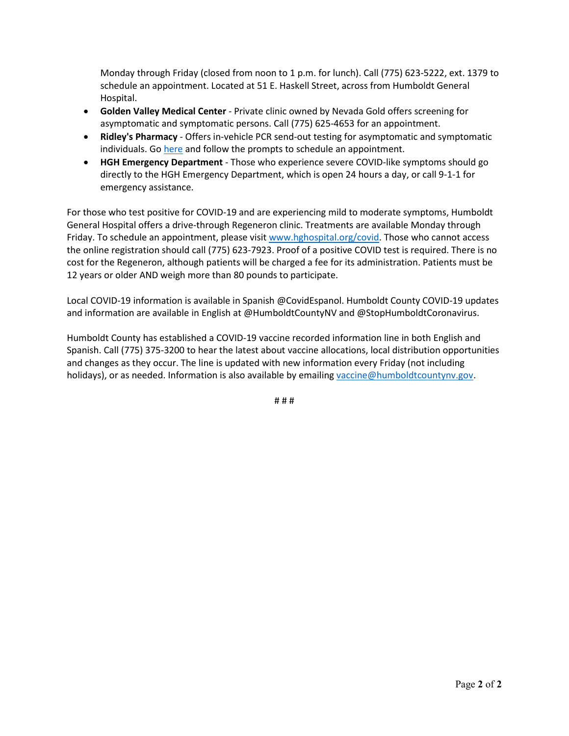Monday through Friday (closed from noon to 1 p.m. for lunch). Call (775) 623-5222, ext. 1379 to schedule an appointment. Located at 51 E. Haskell Street, across from Humboldt General Hospital.

- **Golden Valley Medical Center** - Private clinic owned by Nevada Gold offers screening for asymptomatic and symptomatic persons. Call (775) 625-4653 for an appointment.
- **Ridley's Pharmacy** - Offers in-vehicle PCR send-out testing for asymptomatic and symptomatic individuals. Go here and follow the prompts to schedule an appointment.
- **HGH Emergency Department** - Those who experience severe COVID-like symptoms should go directly to the HGH Emergency Department, which is open 24 hours a day, or call 9-1-1 for emergency assistance.

For those who test positive for COVID-19 and are experiencing mild to moderate symptoms, Humboldt General Hospital offers a drive-through Regeneron clinic. Treatments are available Monday through Friday. To schedule an appointment, please visit www.hghospital.org/covid. Those who cannot access the online registration should call (775) 623-7923. Proof of a positive COVID test is required. There is no cost for the Regeneron, although patients will be charged a fee for its administration. Patients must be 12 years or older AND weigh more than 80 pounds to participate.

Local COVID-19 information is available in Spanish @CovidEspanol. Humboldt County COVID-19 updates and information are available in English at @HumboldtCountyNV and @StopHumboldtCoronavirus.

Humboldt County has established a COVID-19 vaccine recorded information line in both English and Spanish. Call (775) 375-3200 to hear the latest about vaccine allocations, local distribution opportunities and changes as they occur. The line is updated with new information every Friday (not including holidays), or as needed. Information is also available by emailing vaccine@humboldtcountynv.gov.

# # #